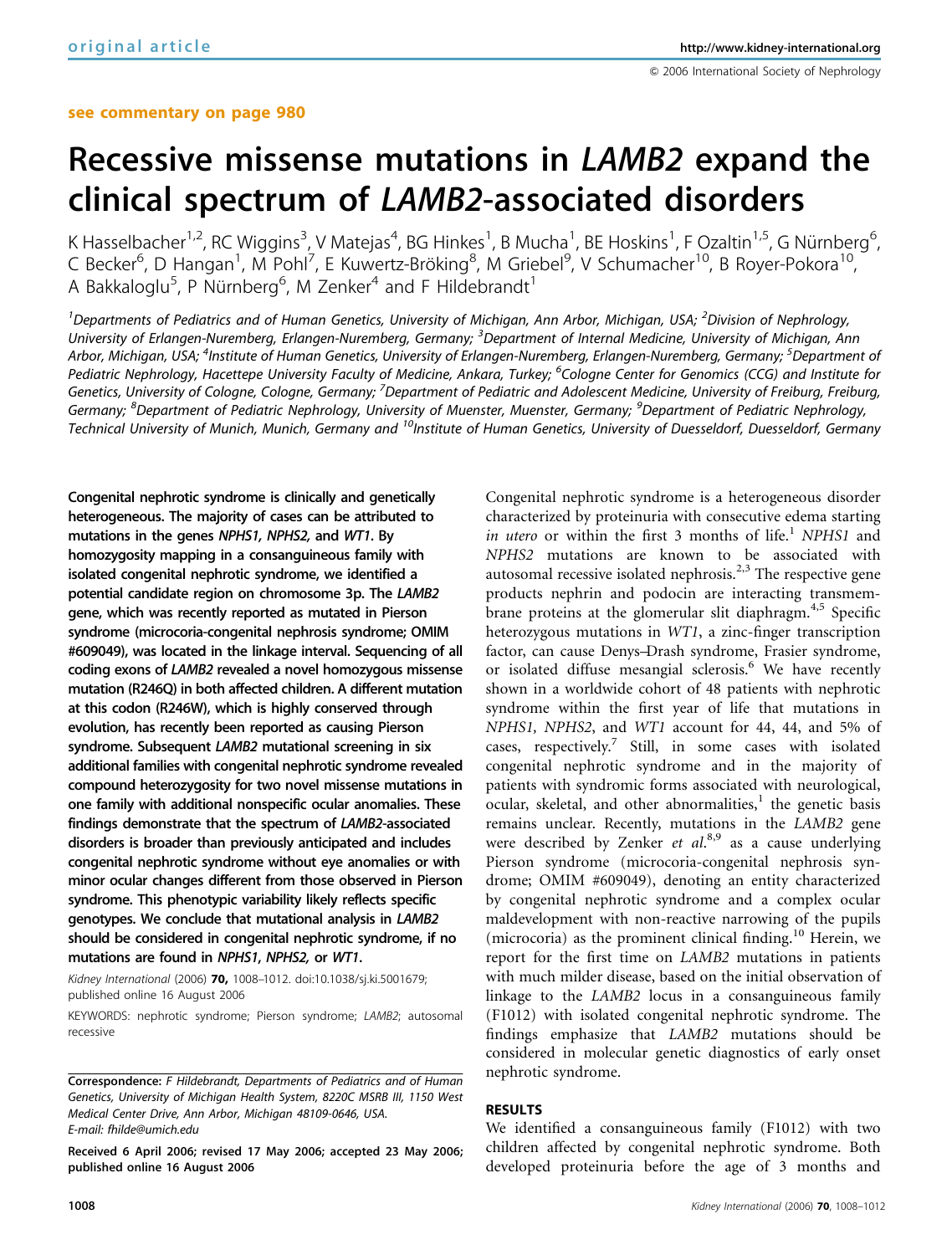original article

see commentary on page 980

# Recessive missense mutations in *LAMB2* expand the clinical spectrum of *LAMB2*-associated disorders

K Hasselbacher[1,2], RC Wiggins[3], V Matejas[4], BG Hinkes[1], B Mucha[1], BE Hoskins[1], F Ozaltin[1,5], G Nürnberg[6], C Becker[6], D Hangan[1], M Pohl[7], E Kuwertz-Bröking[8], M Griebel[9], V Schumacher[10], B Royer-Pokora[10], A Bakkaloglu[5], P Nürnberg[6], M Zenker[4] and F Hildebrandt[1]

[1]Departments of Pediatrics and of Human Genetics, University of Michigan, Ann Arbor, Michigan, USA; [2]Division of Nephrology, University of Erlangen-Nuremberg, Erlangen-Nuremberg, Germany; [3]Department of Internal Medicine, University of Michigan, Ann Arbor, Michigan, USA; [4]Institute of Human Genetics, University of Erlangen-Nuremberg, Erlangen-Nuremberg, Germany; [5]Department of Pediatric Nephrology, Hacettepe University Faculty of Medicine, Ankara, Turkey; [6]Cologne Center for Genomics (CCG) and Institute for Genetics, University of Cologne, Cologne, Germany; [7]Department of Pediatric and Adolescent Medicine, University of Freiburg, Freiburg, Germany; [8]Department of Pediatric Nephrology, University of Muenster, Muenster, Germany; [9]Department of Pediatric Nephrology, Technical University of Munich, Munich, Germany and [10]Institute of Human Genetics, University of Duesseldorf, Duesseldorf, Germany

**Congenital nephrotic syndrome is clinically and genetically heterogeneous. The majority of cases can be attributed to mutations in the genes *NPHS1*, *NPHS2*, and *WT1*. By homozygosity mapping in a consanguineous family with isolated congenital nephrotic syndrome, we identified a potential candidate region on chromosome 3p. The *LAMB2* gene, which was recently reported as mutated in Pierson syndrome (microcoria-congenital nephrosis syndrome; OMIM #609049), was located in the linkage interval. Sequencing of all coding exons of *LAMB2* revealed a novel homozygous missense mutation (R246Q) in both affected children. A different mutation at this codon (R246W), which is highly conserved through evolution, has recently been reported as causing Pierson syndrome. Subsequent *LAMB2* mutational screening in six additional families with congenital nephrotic syndrome revealed compound heterozygosity for two novel missense mutations in one family with additional nonspecific ocular anomalies. These findings demonstrate that the spectrum of *LAMB2*-associated disorders is broader than previously anticipated and includes congenital nephrotic syndrome without eye anomalies or with minor ocular changes different from those observed in Pierson syndrome. This phenotypic variability likely reflects specific genotypes. We conclude that mutational analysis in *LAMB2* should be considered in congenital nephrotic syndrome, if no mutations are found in *NPHS1*, *NPHS2*, or *WT1*.**

*Kidney International* (2006) **70**, 1008–1012. doi:10.1038/sj.ki.5001679; published online 16 August 2006

KEYWORDS: nephrotic syndrome; Pierson syndrome; *LAMB2*; autosomal recessive

**Correspondence:** F Hildebrandt, Departments of Pediatrics and of Human Genetics, University of Michigan Health System, 8220C MSRB III, 1150 West Medical Center Drive, Ann Arbor, Michigan 48109-0646, USA. E-mail: fhilde@umich.edu

**Received 6 April 2006; revised 17 May 2006; accepted 23 May 2006; published online 16 August 2006**

Congenital nephrotic syndrome is a heterogeneous disorder characterized by proteinuria with consecutive edema starting *in utero* or within the first 3 months of life.[1] *NPHS1* and *NPHS2* mutations are known to be associated with autosomal recessive isolated nephrosis.[2,3] The respective gene products nephrin and podocin are interacting transmembrane proteins at the glomerular slit diaphragm.[4,5] Specific heterozygous mutations in *WT1*, a zinc-finger transcription factor, can cause Denys–Drash syndrome, Frasier syndrome, or isolated diffuse mesangial sclerosis.[6] We have recently shown in a worldwide cohort of 48 patients with nephrotic syndrome within the first year of life that mutations in *NPHS1*, *NPHS2*, and *WT1* account for 44, 44, and 5% of cases, respectively.[7] Still, in some cases with isolated congenital nephrotic syndrome and in the majority of patients with syndromic forms associated with neurological, ocular, skeletal, and other abnormalities,[1] the genetic basis remains unclear. Recently, mutations in the *LAMB2* gene were described by Zenker *et al*.[8,9] as a cause underlying Pierson syndrome (microcoria-congenital nephrosis syndrome; OMIM #609049), denoting an entity characterized by congenital nephrotic syndrome and a complex ocular maldevelopment with non-reactive narrowing of the pupils (microcoria) as the prominent clinical finding.[10] Herein, we report for the first time on *LAMB2* mutations in patients with much milder disease, based on the initial observation of linkage to the *LAMB2* locus in a consanguineous family (F1012) with isolated congenital nephrotic syndrome. The findings emphasize that *LAMB2* mutations should be considered in molecular genetic diagnostics of early onset nephrotic syndrome.

## RESULTS

We identified a consanguineous family (F1012) with two children affected by congenital nephrotic syndrome. Both developed proteinuria before the age of 3 months and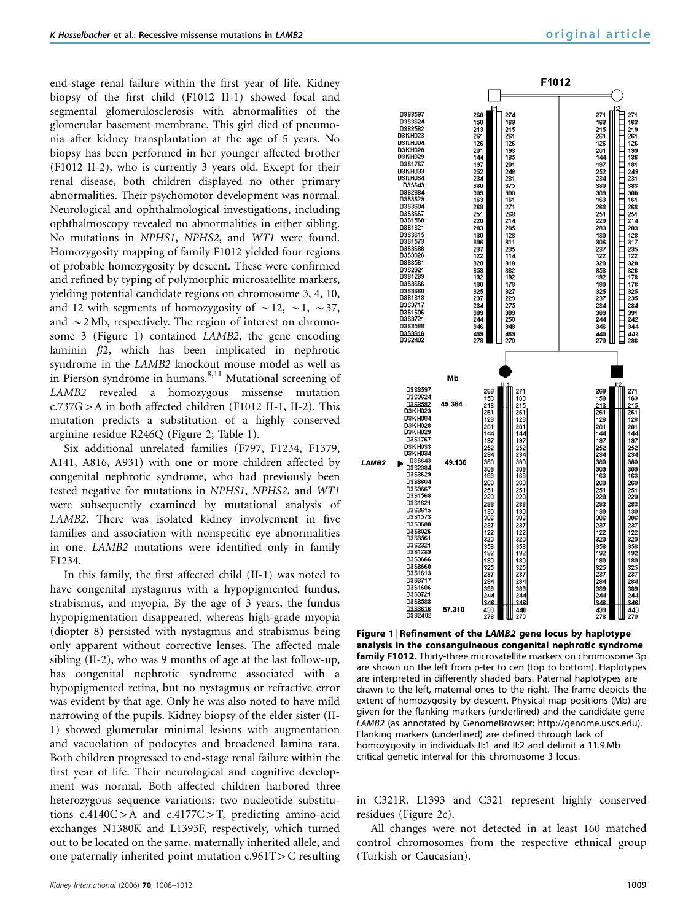end-stage renal failure within the first year of life. Kidney biopsy of the first child (F1012 II-1) showed focal and segmental glomerulosclerosis with abnormalities of the glomerular basement membrane. This girl died of pneumonia after kidney transplantation at the age of 5 years. No biopsy has been performed in her younger affected brother (F1012 II-2), who is currently 3 years old. Except for their renal disease, both children displayed no other primary abnormalities. Their psychomotor development was normal. Neurological and ophthalmological investigations, including ophthalmoscopy revealed no abnormalities in either sibling. No mutations in *NPHS1*, *NPHS2*, and *WT1* were found. Homozygosity mapping of family F1012 yielded four regions of probable homozygosity by descent. These were confirmed and refined by typing of polymorphic microsatellite markers, yielding potential candidate regions on chromosome 3, 4, 10, and 12 with segments of homozygosity of ~12, ~1, ~37, and ~2 Mb, respectively. The region of interest on chromosome 3 (Figure 1) contained *LAMB2*, the gene encoding laminin $\beta 2$, which has been implicated in nephrotic syndrome in the *LAMB2* knockout mouse model as well as in Pierson syndrome in humans.[8,11] Mutational screening of *LAMB2* revealed a homozygous missense mutation c.737G>A in both affected children (F1012 II-1, II-2). This mutation predicts a substitution of a highly conserved arginine residue R246Q (Figure 2; Table 1).

Six additional unrelated families (F797, F1234, F1379, A141, A816, A931) with one or more children affected by congenital nephrotic syndrome, who had previously been tested negative for mutations in *NPHS1*, *NPHS2*, and *WT1* were subsequently examined by mutational analysis of *LAMB2*. There was isolated kidney involvement in five families and association with nonspecific eye abnormalities in one. *LAMB2* mutations were identified only in family F1234.

In this family, the first affected child (II-1) was noted to have congenital nystagmus with a hypopigmented fundus, strabismus, and myopia. By the age of 3 years, the fundus hypopigmentation disappeared, whereas high-grade myopia (diopter 8) persisted with nystagmus and strabismus being only apparent without corrective lenses. The affected male sibling (II-2), who was 9 months of age at the last follow-up, has congenital nephrotic syndrome associated with a hypopigmented retina, but no nystagmus or refractive error was evident by that age. Only he was also noted to have mild narrowing of the pupils. Kidney biopsy of the elder sister (II-1) showed glomerular minimal lesions with augmentation and vacuolation of podocytes and broadened lamina rara. Both children progressed to end-stage renal failure within the first year of life. Their neurological and cognitive development was normal. Both affected children harbored three heterozygous sequence variations: two nucleotide substitutions c.4140C>A and c.4177C>T, predicting amino-acid exchanges N1380K and L1393F, respectively, which turned out to be located on the same, maternally inherited allele, and one paternally inherited point mutation c.961T>C resulting in C321R. L1393 and C321 represent highly conserved residues (Figure 2c).

All changes were not detected in at least 160 matched control chromosomes from the respective ethnical group (Turkish or Caucasian).

**Figure 1 | Refinement of the *LAMB2* gene locus by haplotype analysis in the consanguineous congenital nephrotic syndrome family F1012.** Thirty-three microsatellite markers on chromosome 3p are shown on the left from p-ter to cen (top to bottom). Haplotypes are interpreted in differently shaded bars. Paternal haplotypes are drawn to the left, maternal ones to the right. The frame depicts the extent of homozygosity by descent. Physical map positions (Mb) are given for the flanking markers (underlined) and the candidate gene *LAMB2* (as annotated by GenomeBrowser; http://genome.uscs.edu). Flanking markers (underlined) are defined through lack of homozygosity in individuals II:1 and II:2 and delimit a 11.9 Mb critical genetic interval for this chromosome 3 locus.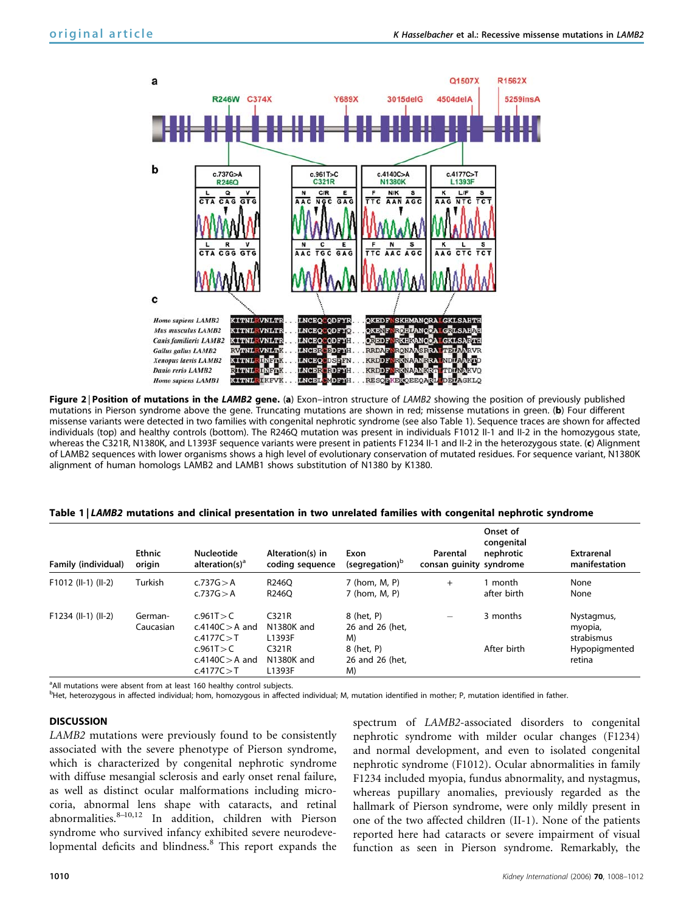**Figure 2 | Position of mutations in the *LAMB2* gene.** (**a**) Exon–intron structure of *LAMB2* showing the position of previously published mutations in Pierson syndrome above the gene. Truncating mutations are shown in red; missense mutations in green. (**b**) Four different missense variants were detected in two families with congenital nephrotic syndrome (see also Table 1). Sequence traces are shown for affected individuals (top) and healthy controls (bottom). The R246Q mutation was present in individuals F1012 II-1 and II-2 in the homozygous state, whereas the C321R, N1380K, and L1393F sequence variants were present in patients F1234 II-1 and II-2 in the heterozygous state. (**c**) Alignment of LAMB2 sequences with lower organisms shows a high level of evolutionary conservation of mutated residues. For sequence variant, N1380K alignment of human homologs LAMB2 and LAMB1 shows substitution of N1380 by K1380.

**Table 1 | *LAMB2* mutations and clinical presentation in two unrelated families with congenital nephrotic syndrome**

| Family (individual) | Ethnic origin | Nucleotide alteration(s)[a] | Alteration(s) in coding sequence | Exon (segregation)[b] | Parental consan guinity | Onset of congenital nephrotic syndrome | Extrarenal manifestation |
|---|---|---|---|---|---|---|---|
| F1012 (II-1) (II-2) | Turkish | c.737G>A<br>c.737G>A | R246Q<br>R246Q | 7 (hom, M, P)<br>7 (hom, M, P) | + | 1 month after birth | None<br>None |
| F1234 (II-1) (II-2) | German-Caucasian | c.961T>C<br>c.4140C>A and c.4177C>T | C321R<br>N1380K and L1393F | 8 (het, P)<br>26 and 26 (het, M) | − | 3 months | Nystagmus, myopia, strabismus |
| | | c.961T>C<br>c.4140C>A and c.4177C>T | C321R<br>N1380K and L1393F | 8 (het, P)<br>26 and 26 (het, M) | | After birth | Hypopigmented retina |

[a]All mutations were absent from at least 160 healthy control subjects.
[b]Het, heterozygous in affected individual; hom, homozygous in affected individual; M, mutation identified in mother; P, mutation identified in father.

## DISCUSSION

*LAMB2* mutations were previously found to be consistently associated with the severe phenotype of Pierson syndrome, which is characterized by congenital nephrotic syndrome with diffuse mesangial sclerosis and early onset renal failure, as well as distinct ocular malformations including microcoria, abnormal lens shape with cataracts, and retinal abnormalities.[8–10,12] In addition, children with Pierson syndrome who survived infancy exhibited severe neurodevelopmental deficits and blindness.[8] This report expands the spectrum of *LAMB2*-associated disorders to congenital nephrotic syndrome with milder ocular changes (F1234) and normal development, and even to isolated congenital nephrotic syndrome (F1012). Ocular abnormalities in family F1234 included myopia, fundus abnormality, and nystagmus, whereas pupillary anomalies, previously regarded as the hallmark of Pierson syndrome, were only mildly present in one of the two affected children (II-1). None of the patients reported here had cataracts or severe impairment of visual function as seen in Pierson syndrome. Remarkably, the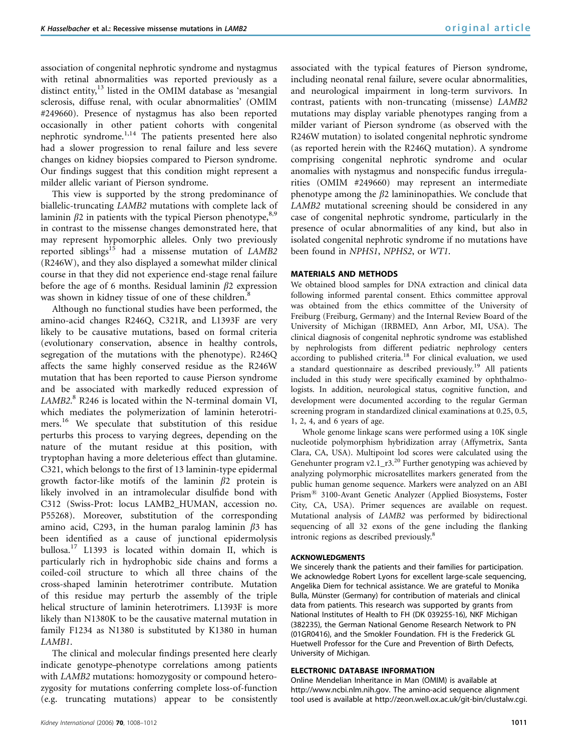association of congenital nephrotic syndrome and nystagmus with retinal abnormalities was reported previously as a distinct entity,[13] listed in the OMIM database as 'mesangial sclerosis, diffuse renal, with ocular abnormalities' (OMIM #249660). Presence of nystagmus has also been reported occasionally in other patient cohorts with congenital nephrotic syndrome.[1,14] The patients presented here also had a slower progression to renal failure and less severe changes on kidney biopsies compared to Pierson syndrome. Our findings suggest that this condition might represent a milder allelic variant of Pierson syndrome.

This view is supported by the strong predominance of biallelic-truncating *LAMB2* mutations with complete lack of laminin $\beta 2$ in patients with the typical Pierson phenotype,[8,9] in contrast to the missense changes demonstrated here, that may represent hypomorphic alleles. Only two previously reported siblings[15] had a missense mutation of *LAMB2* (R246W), and they also displayed a somewhat milder clinical course in that they did not experience end-stage renal failure before the age of 6 months. Residual laminin $\beta 2$ expression was shown in kidney tissue of one of these children.[8]

Although no functional studies have been performed, the amino-acid changes R246Q, C321R, and L1393F are very likely to be causative mutations, based on formal criteria (evolutionary conservation, absence in healthy controls, segregation of the mutations with the phenotype). R246Q affects the same highly conserved residue as the R246W mutation that has been reported to cause Pierson syndrome and be associated with markedly reduced expression of *LAMB2*.[8] R246 is located within the N-terminal domain VI, which mediates the polymerization of laminin heterotrimers.[16] We speculate that substitution of this residue perturbs this process to varying degrees, depending on the nature of the mutant residue at this position, with tryptophan having a more deleterious effect than glutamine. C321, which belongs to the first of 13 laminin-type epidermal growth factor-like motifs of the laminin $\beta 2$ protein is likely involved in an intramolecular disulfide bond with C312 (Swiss-Prot: locus LAMB2_HUMAN, accession no. P55268). Moreover, substitution of the corresponding amino acid, C293, in the human paralog laminin $\beta 3$ has been identified as a cause of junctional epidermolysis bullosa.[17] L1393 is located within domain II, which is particularly rich in hydrophobic side chains and forms a coiled-coil structure to which all three chains of the cross-shaped laminin heterotrimer contribute. Mutation of this residue may perturb the assembly of the triple helical structure of laminin heterotrimers. L1393F is more likely than N1380K to be the causative maternal mutation in family F1234 as N1380 is substituted by K1380 in human *LAMB1*.

The clinical and molecular findings presented here clearly indicate genotype–phenotype correlations among patients with *LAMB2* mutations: homozygosity or compound heterozygosity for mutations conferring complete loss-of-function (e.g. truncating mutations) appear to be consistently associated with the typical features of Pierson syndrome, including neonatal renal failure, severe ocular abnormalities, and neurological impairment in long-term survivors. In contrast, patients with non-truncating (missense) *LAMB2* mutations may display variable phenotypes ranging from a milder variant of Pierson syndrome (as observed with the R246W mutation) to isolated congenital nephrotic syndrome (as reported herein with the R246Q mutation). A syndrome comprising congenital nephrotic syndrome and ocular anomalies with nystagmus and nonspecific fundus irregularities (OMIM #249660) may represent an intermediate phenotype among the $\beta 2$ lamininopathies. We conclude that *LAMB2* mutational screening should be considered in any case of congenital nephrotic syndrome, particularly in the presence of ocular abnormalities of any kind, but also in isolated congenital nephrotic syndrome if no mutations have been found in *NPHS1*, *NPHS2*, or *WT1*.

## MATERIALS AND METHODS

We obtained blood samples for DNA extraction and clinical data following informed parental consent. Ethics committee approval was obtained from the ethics committee of the University of Freiburg (Freiburg, Germany) and the Internal Review Board of the University of Michigan (IRBMED, Ann Arbor, MI, USA). The clinical diagnosis of congenital nephrotic syndrome was established by nephrologists from different pediatric nephrology centers according to published criteria.[18] For clinical evaluation, we used a standard questionnaire as described previously.[19] All patients included in this study were specifically examined by ophthalmologists. In addition, neurological status, cognitive function, and development were documented according to the regular German screening program in standardized clinical examinations at 0.25, 0.5, 1, 2, 4, and 6 years of age.

Whole genome linkage scans were performed using a 10K single nucleotide polymorphism hybridization array (Affymetrix, Santa Clara, CA, USA). Multipoint lod scores were calculated using the Genehunter program v2.1_r3.[20] Further genotyping was achieved by analyzing polymorphic microsatellites markers generated from the public human genome sequence. Markers were analyzed on an ABI Prism® 3100-Avant Genetic Analyzer (Applied Biosystems, Foster City, CA, USA). Primer sequences are available on request. Mutational analysis of *LAMB2* was performed by bidirectional sequencing of all 32 exons of the gene including the flanking intronic regions as described previously.[8]

## ACKNOWLEDGMENTS

We sincerely thank the patients and their families for participation. We acknowledge Robert Lyons for excellent large-scale sequencing, Angelika Diem for technical assistance. We are grateful to Monika Bulla, Münster (Germany) for contribution of materials and clinical data from patients. This research was supported by grants from National Institutes of Health to FH (DK 039255-16), NKF Michigan (382235), the German National Genome Research Network to PN (01GR0416), and the Smokler Foundation. FH is the Frederick GL Huetwell Professor for the Cure and Prevention of Birth Defects, University of Michigan.

## ELECTRONIC DATABASE INFORMATION

Online Mendelian Inheritance in Man (OMIM) is available at http://www.ncbi.nlm.nih.gov. The amino-acid sequence alignment tool used is available at http://zeon.well.ox.ac.uk/git-bin/clustalw.cgi.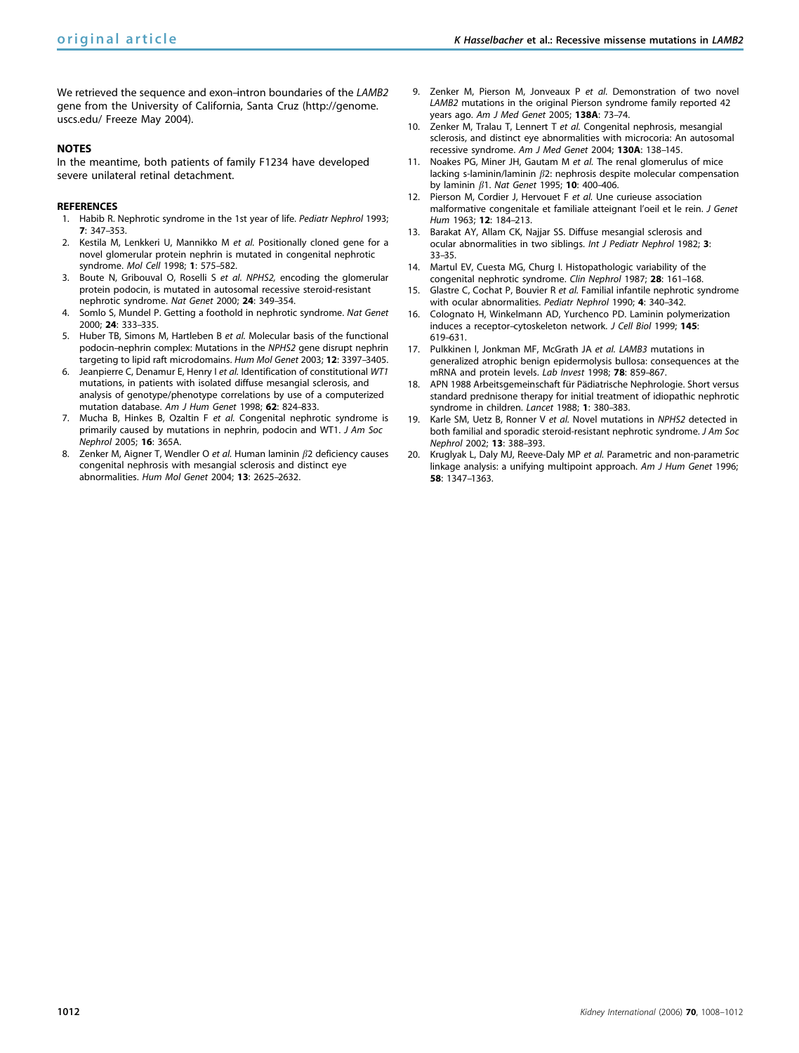We retrieved the sequence and exon–intron boundaries of the *LAMB2* gene from the University of California, Santa Cruz (http://genome.uscs.edu/ Freeze May 2004).

## NOTES

In the meantime, both patients of family F1234 have developed severe unilateral retinal detachment.

## REFERENCES

1. Habib R. Nephrotic syndrome in the 1st year of life. *Pediatr Nephrol* 1993; **7**: 347–353.
2. Kestila M, Lenkkeri U, Mannikko M *et al.* Positionally cloned gene for a novel glomerular protein nephrin is mutated in congenital nephrotic syndrome. *Mol Cell* 1998; **1**: 575–582.
3. Boute N, Gribouval O, Roselli S *et al. NPHS2,* encoding the glomerular protein podocin, is mutated in autosomal recessive steroid-resistant nephrotic syndrome. *Nat Genet* 2000; **24**: 349–354.
4. Somlo S, Mundel P. Getting a foothold in nephrotic syndrome. *Nat Genet* 2000; **24**: 333–335.
5. Huber TB, Simons M, Hartleben B *et al.* Molecular basis of the functional podocin–nephrin complex: Mutations in the *NPHS2* gene disrupt nephrin targeting to lipid raft microdomains. *Hum Mol Genet* 2003; **12**: 3397–3405.
6. Jeanpierre C, Denamur E, Henry I *et al.* Identification of constitutional *WT1* mutations, in patients with isolated diffuse mesangial sclerosis, and analysis of genotype/phenotype correlations by use of a computerized mutation database. *Am J Hum Genet* 1998; **62**: 824–833.
7. Mucha B, Hinkes B, Ozaltin F *et al.* Congenital nephrotic syndrome is primarily caused by mutations in nephrin, podocin and WT1. *J Am Soc Nephrol* 2005; **16**: 365A.
8. Zenker M, Aigner T, Wendler O *et al.* Human laminin $\beta$2 deficiency causes congenital nephrosis with mesangial sclerosis and distinct eye abnormalities. *Hum Mol Genet* 2004; **13**: 2625–2632.
9. Zenker M, Pierson M, Jonveaux P *et al.* Demonstration of two novel *LAMB2* mutations in the original Pierson syndrome family reported 42 years ago. *Am J Med Genet* 2005; **138A**: 73–74.
10. Zenker M, Tralau T, Lennert T *et al.* Congenital nephrosis, mesangial sclerosis, and distinct eye abnormalities with microcoria: An autosomal recessive syndrome. *Am J Med Genet* 2004; **130A**: 138–145.
11. Noakes PG, Miner JH, Gautam M *et al.* The renal glomerulus of mice lacking s-laminin/laminin $\beta$2: nephrosis despite molecular compensation by laminin $\beta$1. *Nat Genet* 1995; **10**: 400–406.
12. Pierson M, Cordier J, Hervouet F *et al.* Une curieuse association malformative congenitale et familiale atteignant l'oeil et le rein. *J Genet Hum* 1963; **12**: 184–213.
13. Barakat AY, Allam CK, Najjar SS. Diffuse mesangial sclerosis and ocular abnormalities in two siblings. *Int J Pediatr Nephrol* 1982; **3**: 33–35.
14. Martul EV, Cuesta MG, Churg I. Histopathologic variability of the congenital nephrotic syndrome. *Clin Nephrol* 1987; **28**: 161–168.
15. Glastre C, Cochat P, Bouvier R *et al.* Familial infantile nephrotic syndrome with ocular abnormalities. *Pediatr Nephrol* 1990; **4**: 340–342.
16. Colognato H, Winkelmann AD, Yurchenco PD. Laminin polymerization induces a receptor–cytoskeleton network. *J Cell Biol* 1999; **145**: 619–631.
17. Pulkkinen I, Jonkman MF, McGrath JA *et al. LAMB3* mutations in generalized atrophic benign epidermolysis bullosa: consequences at the mRNA and protein levels. *Lab Invest* 1998; **78**: 859–867.
18. APN 1988 Arbeitsgemeinschaft für Pädiatrische Nephrologie. Short versus standard prednisone therapy for initial treatment of idiopathic nephrotic syndrome in children. *Lancet* 1988; **1**: 380–383.
19. Karle SM, Uetz B, Ronner V *et al.* Novel mutations in *NPHS2* detected in both familial and sporadic steroid-resistant nephrotic syndrome. *J Am Soc Nephrol* 2002; **13**: 388–393.
20. Kruglyak L, Daly MJ, Reeve-Daly MP *et al.* Parametric and non-parametric linkage analysis: a unifying multipoint approach. *Am J Hum Genet* 1996; **58**: 1347–1363.